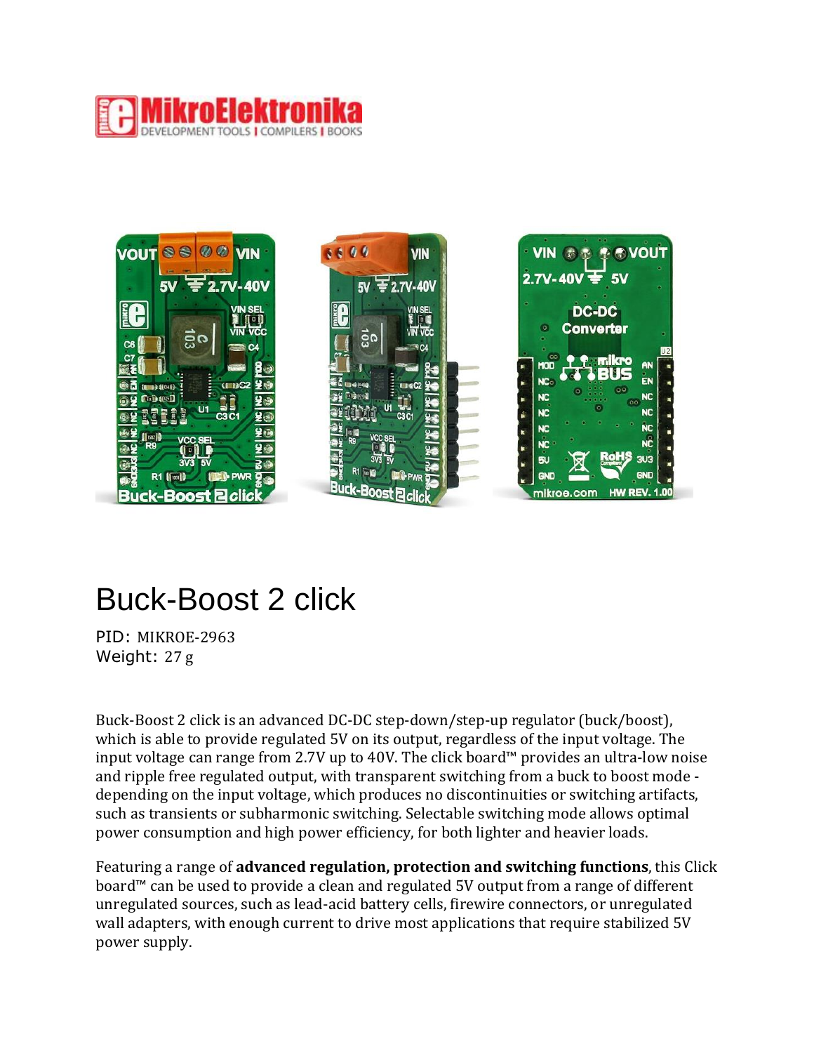# Buck-Boost 2 click

PID: MIKROE-2963
Weight: 27 g

Buck-Boost 2 click is an advanced DC-DC step-down/step-up regulator (buck/boost), which is able to provide regulated 5V on its output, regardless of the input voltage. The input voltage can range from 2.7V up to 40V. The click board™ provides an ultra-low noise and ripple free regulated output, with transparent switching from a buck to boost mode - depending on the input voltage, which produces no discontinuities or switching artifacts, such as transients or subharmonic switching. Selectable switching mode allows optimal power consumption and high power efficiency, for both lighter and heavier loads.

Featuring a range of **advanced regulation, protection and switching functions**, this Click board™ can be used to provide a clean and regulated 5V output from a range of different unregulated sources, such as lead-acid battery cells, firewire connectors, or unregulated wall adapters, with enough current to drive most applications that require stabilized 5V power supply.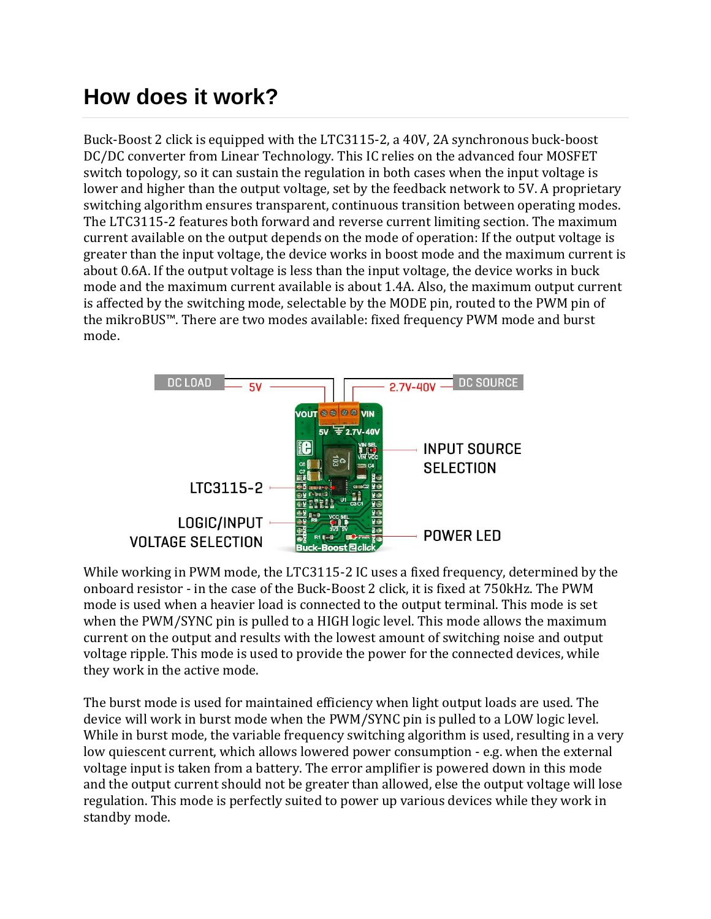# How does it work?

Buck-Boost 2 click is equipped with the LTC3115-2, a 40V, 2A synchronous buck-boost DC/DC converter from Linear Technology. This IC relies on the advanced four MOSFET switch topology, so it can sustain the regulation in both cases when the input voltage is lower and higher than the output voltage, set by the feedback network to 5V. A proprietary switching algorithm ensures transparent, continuous transition between operating modes. The LTC3115-2 features both forward and reverse current limiting section. The maximum current available on the output depends on the mode of operation: If the output voltage is greater than the input voltage, the device works in boost mode and the maximum current is about 0.6A. If the output voltage is less than the input voltage, the device works in buck mode and the maximum current available is about 1.4A. Also, the maximum output current is affected by the switching mode, selectable by the MODE pin, routed to the PWM pin of the mikroBUS™. There are two modes available: fixed frequency PWM mode and burst mode.

While working in PWM mode, the LTC3115-2 IC uses a fixed frequency, determined by the onboard resistor - in the case of the Buck-Boost 2 click, it is fixed at 750kHz. The PWM mode is used when a heavier load is connected to the output terminal. This mode is set when the PWM/SYNC pin is pulled to a HIGH logic level. This mode allows the maximum current on the output and results with the lowest amount of switching noise and output voltage ripple. This mode is used to provide the power for the connected devices, while they work in the active mode.

The burst mode is used for maintained efficiency when light output loads are used. The device will work in burst mode when the PWM/SYNC pin is pulled to a LOW logic level. While in burst mode, the variable frequency switching algorithm is used, resulting in a very low quiescent current, which allows lowered power consumption - e.g. when the external voltage input is taken from a battery. The error amplifier is powered down in this mode and the output current should not be greater than allowed, else the output voltage will lose regulation. This mode is perfectly suited to power up various devices while they work in standby mode.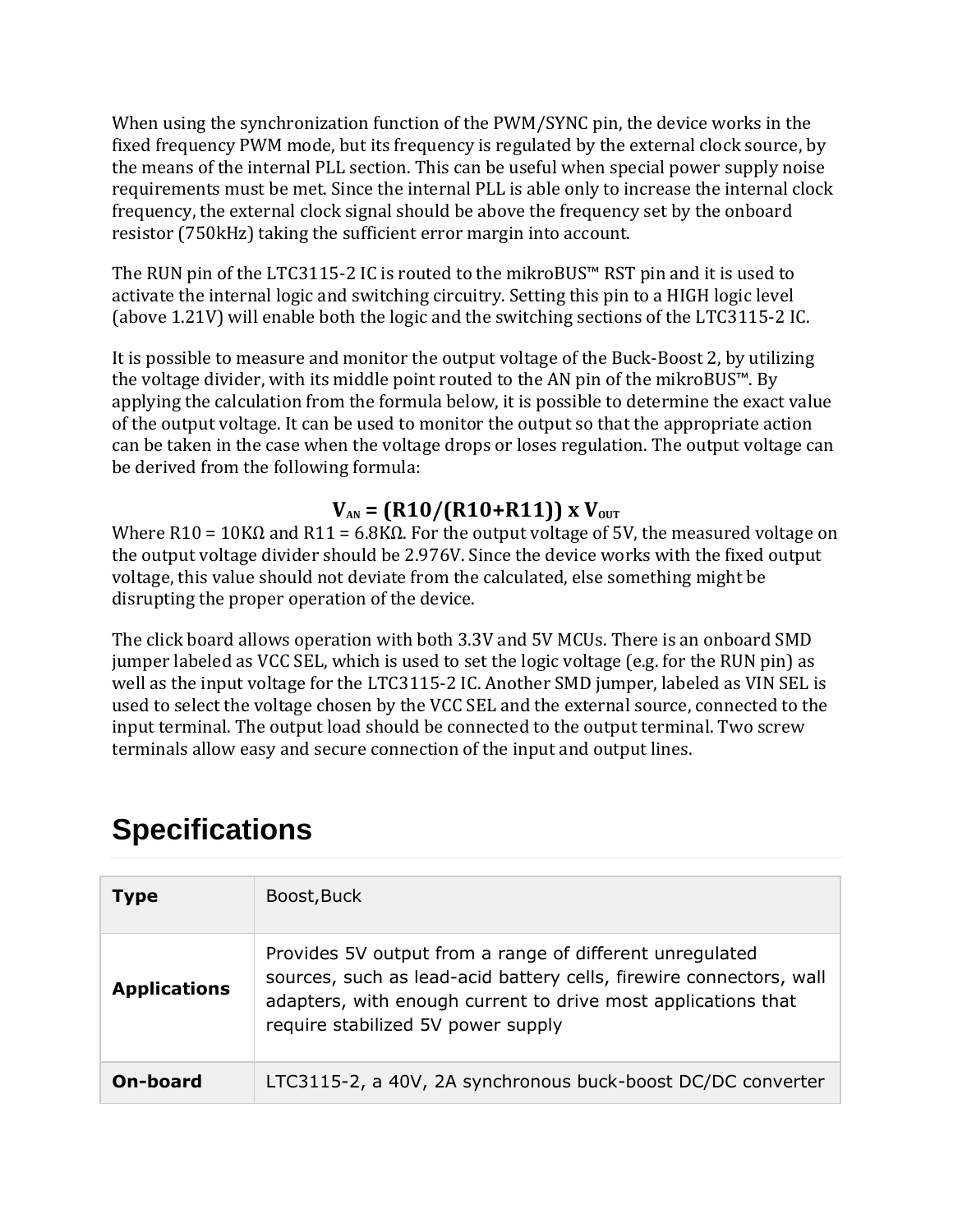When using the synchronization function of the PWM/SYNC pin, the device works in the fixed frequency PWM mode, but its frequency is regulated by the external clock source, by the means of the internal PLL section. This can be useful when special power supply noise requirements must be met. Since the internal PLL is able only to increase the internal clock frequency, the external clock signal should be above the frequency set by the onboard resistor (750kHz) taking the sufficient error margin into account.

The RUN pin of the LTC3115-2 IC is routed to the mikroBUS™ RST pin and it is used to activate the internal logic and switching circuitry. Setting this pin to a HIGH logic level (above 1.21V) will enable both the logic and the switching sections of the LTC3115-2 IC.

It is possible to measure and monitor the output voltage of the Buck-Boost 2, by utilizing the voltage divider, with its middle point routed to the AN pin of the mikroBUS™. By applying the calculation from the formula below, it is possible to determine the exact value of the output voltage. It can be used to monitor the output so that the appropriate action can be taken in the case when the voltage drops or loses regulation. The output voltage can be derived from the following formula:

$$V_{AN} = (R10/(R10+R11)) \times V_{OUT}$$

Where R10 = 10KΩ and R11 = 6.8KΩ. For the output voltage of 5V, the measured voltage on the output voltage divider should be 2.976V. Since the device works with the fixed output voltage, this value should not deviate from the calculated, else something might be disrupting the proper operation of the device.

The click board allows operation with both 3.3V and 5V MCUs. There is an onboard SMD jumper labeled as VCC SEL, which is used to set the logic voltage (e.g. for the RUN pin) as well as the input voltage for the LTC3115-2 IC. Another SMD jumper, labeled as VIN SEL is used to select the voltage chosen by the VCC SEL and the external source, connected to the input terminal. The output load should be connected to the output terminal. Two screw terminals allow easy and secure connection of the input and output lines.

# Specifications

| | |
|---|---|
| **Type** | Boost,Buck |
| **Applications** | Provides 5V output from a range of different unregulated sources, such as lead-acid battery cells, firewire connectors, wall adapters, with enough current to drive most applications that require stabilized 5V power supply |
| **On-board** | LTC3115-2, a 40V, 2A synchronous buck-boost DC/DC converter |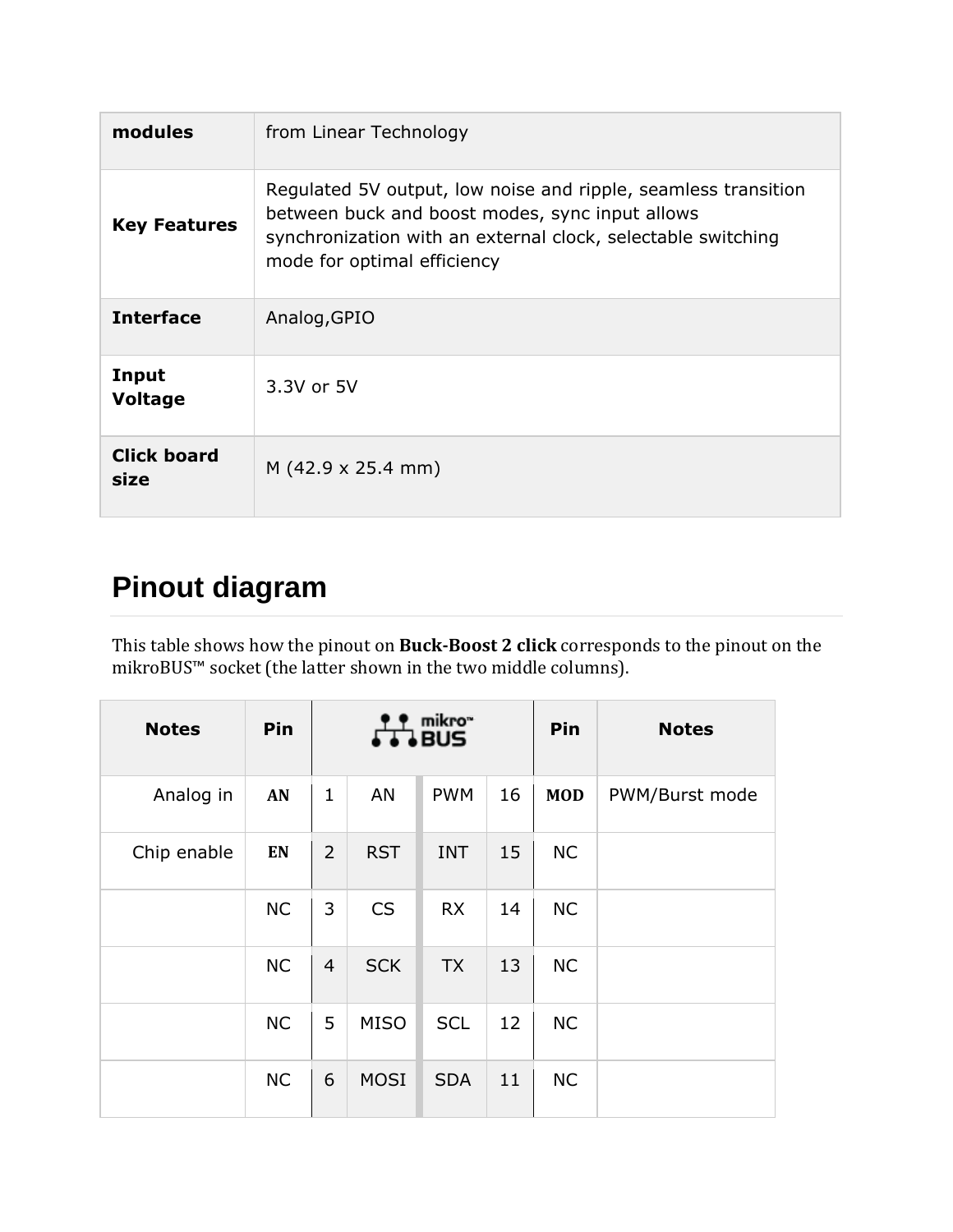| modules | from Linear Technology |
|---|---|
| **Key Features** | Regulated 5V output, low noise and ripple, seamless transition between buck and boost modes, sync input allows synchronization with an external clock, selectable switching mode for optimal efficiency |
| **Interface** | Analog,GPIO |
| **Input Voltage** | 3.3V or 5V |
| **Click board size** | M (42.9 x 25.4 mm) |

## Pinout diagram

This table shows how the pinout on **Buck-Boost 2 click** corresponds to the pinout on the mikroBUS™ socket (the latter shown in the two middle columns).

| Notes | Pin | mikro™ BUS | | | | Pin | Notes |
|---|---|---|---|---|---|---|---|
| Analog in | **AN** | 1 | AN | PWM | 16 | **MOD** | PWM/Burst mode |
| Chip enable | **EN** | 2 | RST | INT | 15 | NC | |
| | NC | 3 | CS | RX | 14 | NC | |
| | NC | 4 | SCK | TX | 13 | NC | |
| | NC | 5 | MISO | SCL | 12 | NC | |
| | NC | 6 | MOSI | SDA | 11 | NC | |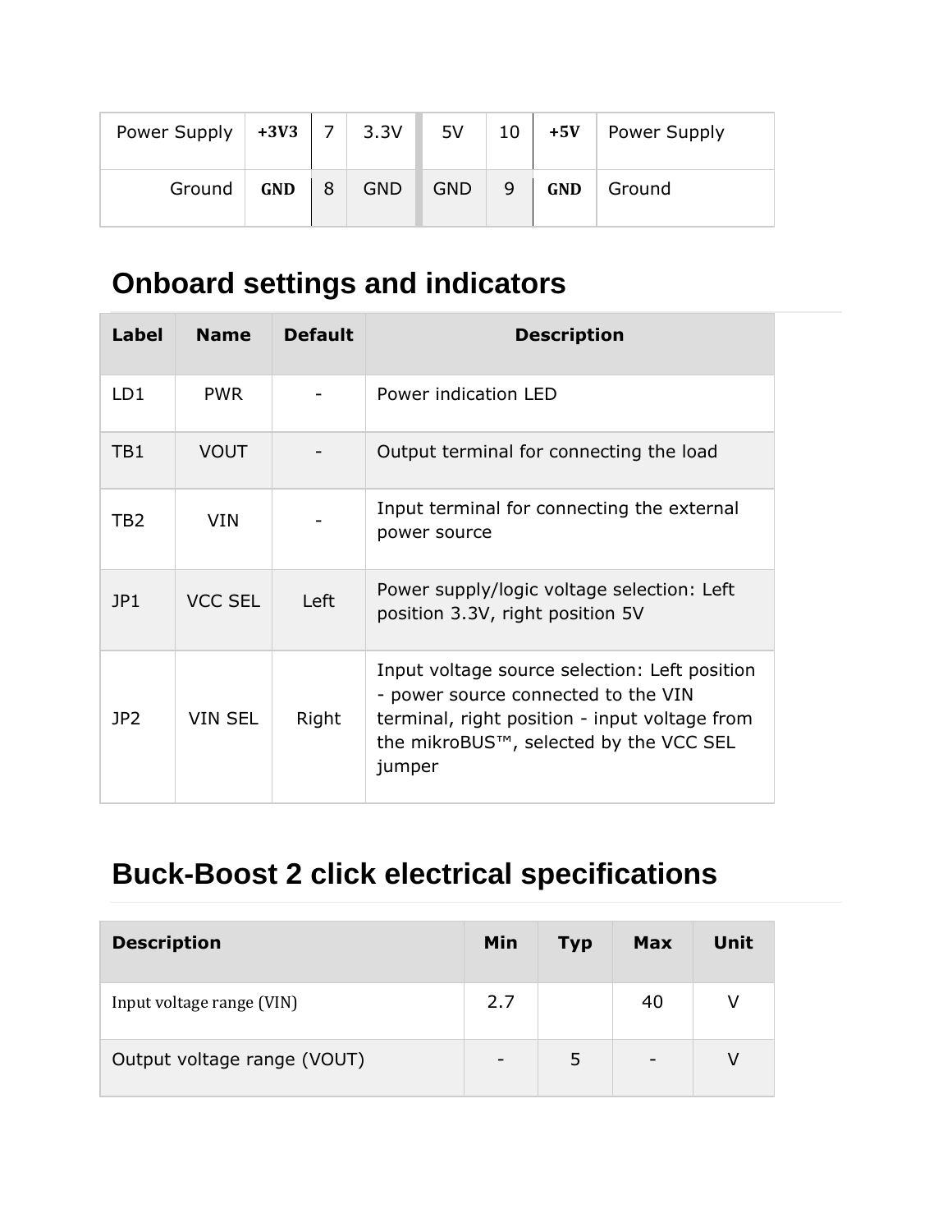| Power Supply | +3V3 | 7 | 3.3V | 5V | 10 | +5V | Power Supply |
|---|---|---|---|---|---|---|---|
| Ground | GND | 8 | GND | GND | 9 | GND | Ground |

## Onboard settings and indicators

| Label | Name | Default | Description |
|---|---|---|---|
| LD1 | PWR | - | Power indication LED |
| TB1 | VOUT | - | Output terminal for connecting the load |
| TB2 | VIN | - | Input terminal for connecting the external power source |
| JP1 | VCC SEL | Left | Power supply/logic voltage selection: Left position 3.3V, right position 5V |
| JP2 | VIN SEL | Right | Input voltage source selection: Left position - power source connected to the VIN terminal, right position - input voltage from the mikroBUS™, selected by the VCC SEL jumper |

## Buck-Boost 2 click electrical specifications

| Description | Min | Typ | Max | Unit |
|---|---|---|---|---|
| Input voltage range (VIN) | 2.7 | | 40 | V |
| Output voltage range (VOUT) | - | 5 | - | V |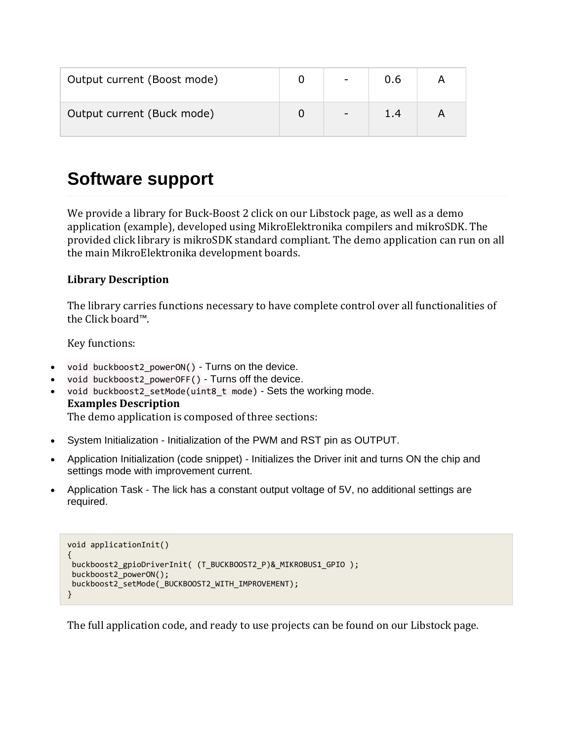| Output current (Boost mode) | 0 | - | 0.6 | A |
| --- | --- | --- | --- | --- |
| Output current (Buck mode) | 0 | - | 1.4 | A |

# Software support

We provide a library for Buck-Boost 2 click on our Libstock page, as well as a demo application (example), developed using MikroElektronika compilers and mikroSDK. The provided click library is mikroSDK standard compliant. The demo application can run on all the main MikroElektronika development boards.

**Library Description**

The library carries functions necessary to have complete control over all functionalities of the Click board™.

Key functions:

- `void buckboost2_powerON()` - Turns on the device.
- `void buckboost2_powerOFF()` - Turns off the device.
- `void buckboost2_setMode(uint8_t mode)` - Sets the working mode.

**Examples Description**

The demo application is composed of three sections:

- System Initialization - Initialization of the PWM and RST pin as OUTPUT.
- Application Initialization (code snippet) - Initializes the Driver init and turns ON the chip and settings mode with improvement current.
- Application Task - The lick has a constant output voltage of 5V, no additional settings are required.

```
void applicationInit()
{
 buckboost2_gpioDriverInit( (T_BUCKBOOST2_P)&_MIKROBUS1_GPIO );
 buckboost2_powerON();
 buckboost2_setMode(_BUCKBOOST2_WITH_IMPROVEMENT);
}
```

The full application code, and ready to use projects can be found on our Libstock page.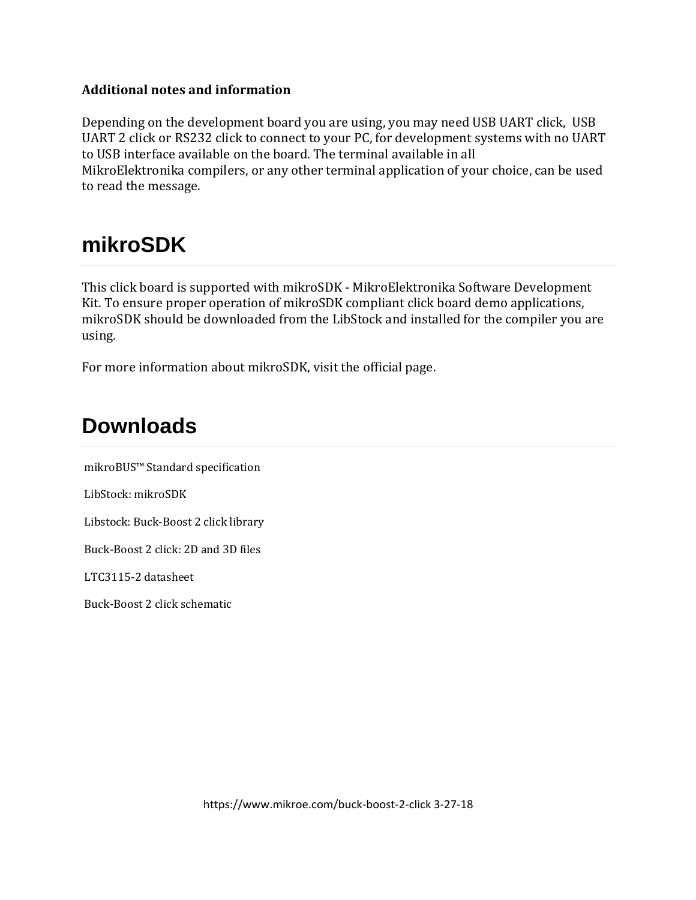**Additional notes and information**

Depending on the development board you are using, you may need USB UART click, USB UART 2 click or RS232 click to connect to your PC, for development systems with no UART to USB interface available on the board. The terminal available in all MikroElektronika compilers, or any other terminal application of your choice, can be used to read the message.

# mikroSDK

This click board is supported with mikroSDK - MikroElektronika Software Development Kit. To ensure proper operation of mikroSDK compliant click board demo applications, mikroSDK should be downloaded from the LibStock and installed for the compiler you are using.

For more information about mikroSDK, visit the official page.

# Downloads

mikroBUS™ Standard specification

LibStock: mikroSDK

Libstock: Buck-Boost 2 click library

Buck-Boost 2 click: 2D and 3D files

LTC3115-2 datasheet

Buck-Boost 2 click schematic